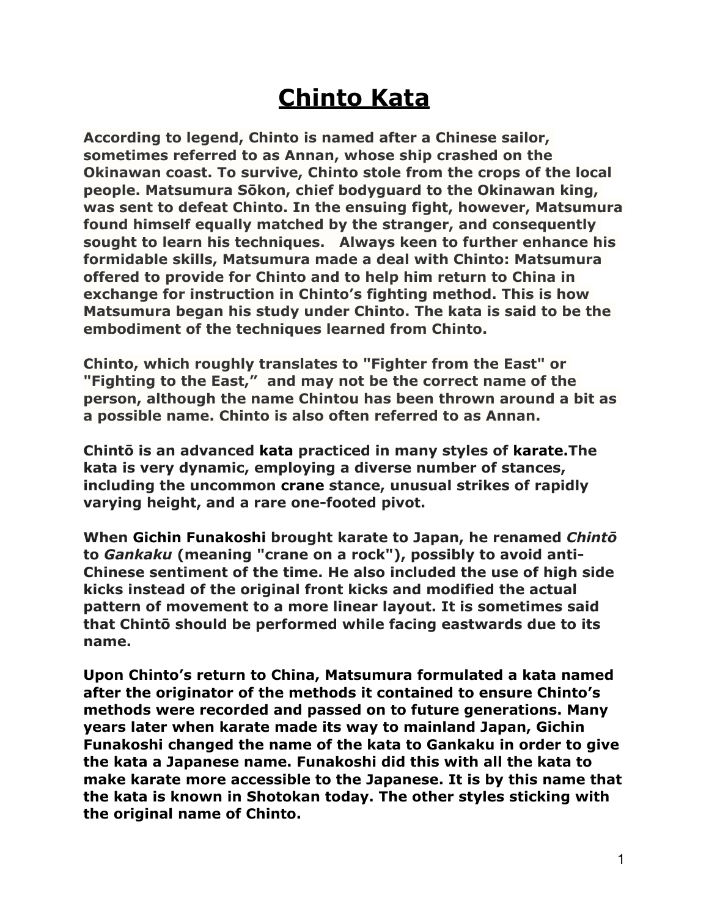# Chinto Kata

**According to legend, Chinto is named after a Chinese sailor, sometimes referred to as Annan, whose ship crashed on the Okinawan coast. To survive, Chinto stole from the crops of the local people. Matsumura Sōkon, chief bodyguard to the Okinawan king, was sent to defeat Chinto. In the ensuing fight, however, Matsumura found himself equally matched by the stranger, and consequently sought to learn his techniques. Always keen to further enhance his formidable skills, Matsumura made a deal with Chinto: Matsumura offered to provide for Chinto and to help him return to China in exchange for instruction in Chinto's fighting method. This is how Matsumura began his study under Chinto. The kata is said to be the embodiment of the techniques learned from Chinto.**

**Chinto, which roughly translates to "Fighter from the East" or "Fighting to the East," and may not be the correct name of the person, although the name Chintou has been thrown around a bit as a possible name. Chinto is also often referred to as Annan.**

**Chintō is an advanced kata practiced in many styles of karate.The kata is very dynamic, employing a diverse number of stances, including the uncommon crane stance, unusual strikes of rapidly varying height, and a rare one-footed pivot.**

**When Gichin Funakoshi brought karate to Japan, he renamed *Chintō* to *Gankaku* (meaning "crane on a rock"), possibly to avoid anti-Chinese sentiment of the time. He also included the use of high side kicks instead of the original front kicks and modified the actual pattern of movement to a more linear layout. It is sometimes said that Chintō should be performed while facing eastwards due to its name.**

**Upon Chinto's return to China, Matsumura formulated a kata named after the originator of the methods it contained to ensure Chinto's methods were recorded and passed on to future generations. Many years later when karate made its way to mainland Japan, Gichin Funakoshi changed the name of the kata to Gankaku in order to give the kata a Japanese name. Funakoshi did this with all the kata to make karate more accessible to the Japanese. It is by this name that the kata is known in Shotokan today. The other styles sticking with the original name of Chinto.**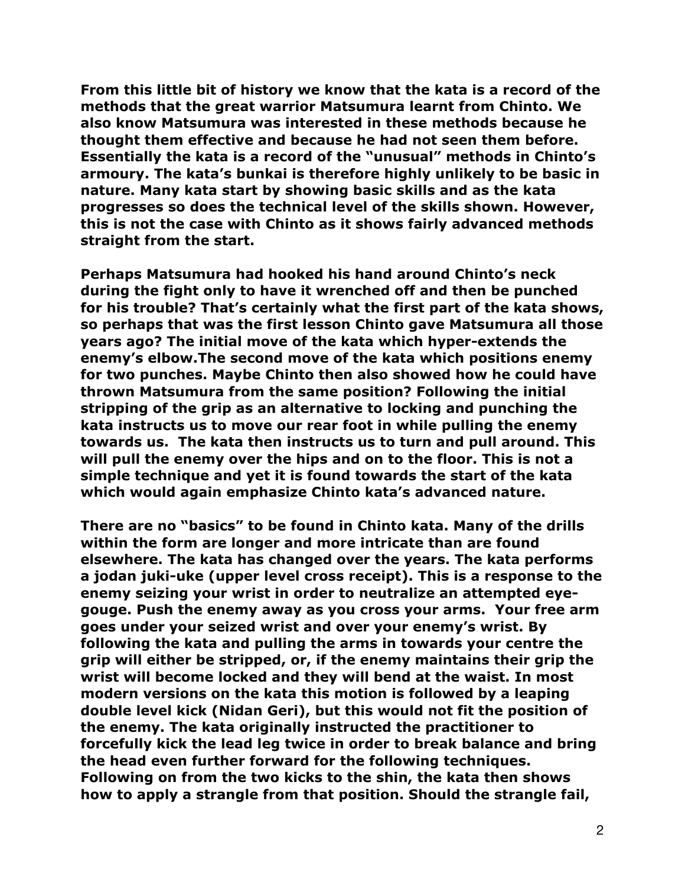**From this little bit of history we know that the kata is a record of the methods that the great warrior Matsumura learnt from Chinto. We also know Matsumura was interested in these methods because he thought them effective and because he had not seen them before. Essentially the kata is a record of the "unusual" methods in Chinto's armoury. The kata's bunkai is therefore highly unlikely to be basic in nature. Many kata start by showing basic skills and as the kata progresses so does the technical level of the skills shown. However, this is not the case with Chinto as it shows fairly advanced methods straight from the start.**

**Perhaps Matsumura had hooked his hand around Chinto's neck during the fight only to have it wrenched off and then be punched for his trouble? That's certainly what the first part of the kata shows, so perhaps that was the first lesson Chinto gave Matsumura all those years ago? The initial move of the kata which hyper-extends the enemy's elbow.The second move of the kata which positions enemy for two punches. Maybe Chinto then also showed how he could have thrown Matsumura from the same position? Following the initial stripping of the grip as an alternative to locking and punching the kata instructs us to move our rear foot in while pulling the enemy towards us. The kata then instructs us to turn and pull around. This will pull the enemy over the hips and on to the floor. This is not a simple technique and yet it is found towards the start of the kata which would again emphasize Chinto kata's advanced nature.**

**There are no "basics" to be found in Chinto kata. Many of the drills within the form are longer and more intricate than are found elsewhere. The kata has changed over the years. The kata performs a jodan juki-uke (upper level cross receipt). This is a response to the enemy seizing your wrist in order to neutralize an attempted eye-gouge. Push the enemy away as you cross your arms. Your free arm goes under your seized wrist and over your enemy's wrist. By following the kata and pulling the arms in towards your centre the grip will either be stripped, or, if the enemy maintains their grip the wrist will become locked and they will bend at the waist. In most modern versions on the kata this motion is followed by a leaping double level kick (Nidan Geri), but this would not fit the position of the enemy. The kata originally instructed the practitioner to forcefully kick the lead leg twice in order to break balance and bring the head even further forward for the following techniques. Following on from the two kicks to the shin, the kata then shows how to apply a strangle from that position. Should the strangle fail,**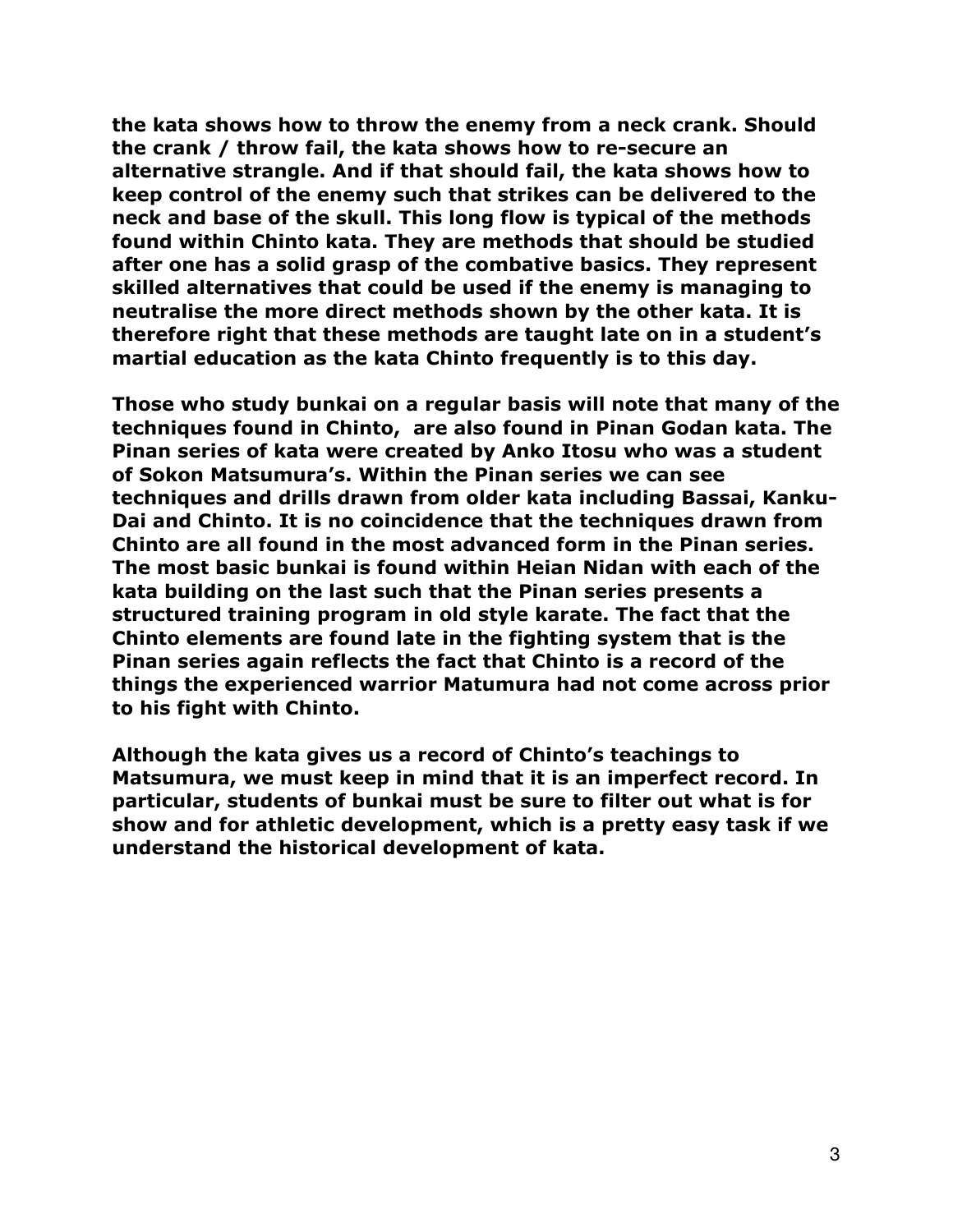**the kata shows how to throw the enemy from a neck crank. Should the crank / throw fail, the kata shows how to re-secure an alternative strangle. And if that should fail, the kata shows how to keep control of the enemy such that strikes can be delivered to the neck and base of the skull. This long flow is typical of the methods found within Chinto kata. They are methods that should be studied after one has a solid grasp of the combative basics. They represent skilled alternatives that could be used if the enemy is managing to neutralise the more direct methods shown by the other kata. It is therefore right that these methods are taught late on in a student's martial education as the kata Chinto frequently is to this day.**

**Those who study bunkai on a regular basis will note that many of the techniques found in Chinto, are also found in Pinan Godan kata. The Pinan series of kata were created by Anko Itosu who was a student of Sokon Matsumura's. Within the Pinan series we can see techniques and drills drawn from older kata including Bassai, Kanku-Dai and Chinto. It is no coincidence that the techniques drawn from Chinto are all found in the most advanced form in the Pinan series. The most basic bunkai is found within Heian Nidan with each of the kata building on the last such that the Pinan series presents a structured training program in old style karate. The fact that the Chinto elements are found late in the fighting system that is the Pinan series again reflects the fact that Chinto is a record of the things the experienced warrior Matumura had not come across prior to his fight with Chinto.**

**Although the kata gives us a record of Chinto's teachings to Matsumura, we must keep in mind that it is an imperfect record. In particular, students of bunkai must be sure to filter out what is for show and for athletic development, which is a pretty easy task if we understand the historical development of kata.**